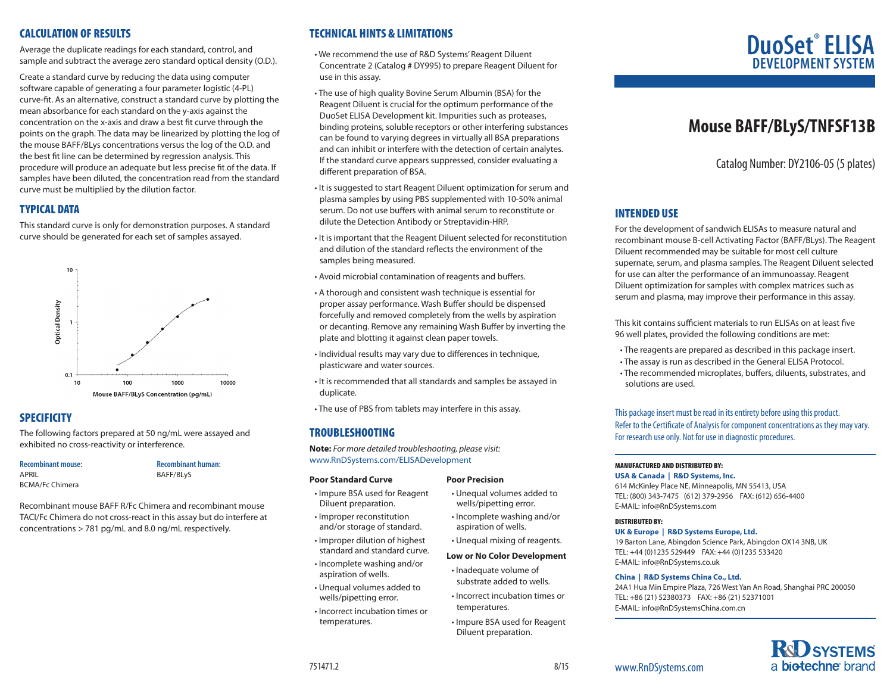# DuoSet® ELISA
## DEVELOPMENT SYSTEM

# Mouse BAFF/BLyS/TNFSF13B

Catalog Number: DY2106-05 (5 plates)

## INTENDED USE

For the development of sandwich ELISAs to measure natural and recombinant mouse B-cell Activating Factor (BAFF/BLys). The Reagent Diluent recommended may be suitable for most cell culture supernate, serum, and plasma samples. The Reagent Diluent selected for use can alter the performance of an immunoassay. Reagent Diluent optimization for samples with complex matrices such as serum and plasma, may improve their performance in this assay.

This kit contains sufficient materials to run ELISAs on at least five 96 well plates, provided the following conditions are met:

- The reagents are prepared as described in this package insert.
- The assay is run as described in the General ELISA Protocol.
- The recommended microplates, buffers, diluents, substrates, and solutions are used.

This package insert must be read in its entirety before using this product.
Refer to the Certificate of Analysis for component concentrations as they may vary.
For research use only. Not for use in diagnostic procedures.

**MANUFACTURED AND DISTRIBUTED BY:**

**USA & Canada | R&D Systems, Inc.**
614 McKinley Place NE, Minneapolis, MN 55413, USA
TEL: (800) 343-7475 (612) 379-2956 FAX: (612) 656-4400
E-MAIL: info@RnDSystems.com

**DISTRIBUTED BY:**

**UK & Europe | R&D Systems Europe, Ltd.**
19 Barton Lane, Abingdon Science Park, Abingdon OX14 3NB, UK
TEL: +44 (0)1235 529449 FAX: +44 (0)1235 533420
E-MAIL: info@RnDSystems.co.uk

**China | R&D Systems China Co., Ltd.**
24A1 Hua Min Empire Plaza, 726 West Yan An Road, Shanghai PRC 200050
TEL: +86 (21) 52380373 FAX: +86 (21) 52371001
E-MAIL: info@RnDSystemsChina.com.cn

www.RnDSystems.com

R&D SYSTEMS a bio-techne brand

## CALCULATION OF RESULTS

Average the duplicate readings for each standard, control, and sample and subtract the average zero standard optical density (O.D.).

Create a standard curve by reducing the data using computer software capable of generating a four parameter logistic (4-PL) curve-fit. As an alternative, construct a standard curve by plotting the mean absorbance for each standard on the y-axis against the concentration on the x-axis and draw a best fit curve through the points on the graph. The data may be linearized by plotting the log of the mouse BAFF/BLys concentrations versus the log of the O.D. and the best fit line can be determined by regression analysis. This procedure will produce an adequate but less precise fit of the data. If samples have been diluted, the concentration read from the standard curve must be multiplied by the dilution factor.

## TYPICAL DATA

This standard curve is only for demonstration purposes. A standard curve should be generated for each set of samples assayed.

## SPECIFICITY

The following factors prepared at 50 ng/mL were assayed and exhibited no cross-reactivity or interference.

**Recombinant mouse:**
APRIL
BCMA/Fc Chimera

**Recombinant human:**
BAFF/BLyS

Recombinant mouse BAFF R/Fc Chimera and recombinant mouse TACI/Fc Chimera do not cross-react in this assay but do interfere at concentrations > 781 pg/mL and 8.0 ng/mL respectively.

## TECHNICAL HINTS & LIMITATIONS

- We recommend the use of R&D Systems' Reagent Diluent Concentrate 2 (Catalog # DY995) to prepare Reagent Diluent for use in this assay.
- The use of high quality Bovine Serum Albumin (BSA) for the Reagent Diluent is crucial for the optimum performance of the DuoSet ELISA Development kit. Impurities such as proteases, binding proteins, soluble receptors or other interfering substances can be found to varying degrees in virtually all BSA preparations and can inhibit or interfere with the detection of certain analytes. If the standard curve appears suppressed, consider evaluating a different preparation of BSA.
- It is suggested to start Reagent Diluent optimization for serum and plasma samples by using PBS supplemented with 10-50% animal serum. Do not use buffers with animal serum to reconstitute or dilute the Detection Antibody or Streptavidin-HRP.
- It is important that the Reagent Diluent selected for reconstitution and dilution of the standard reflects the environment of the samples being measured.
- Avoid microbial contamination of reagents and buffers.
- A thorough and consistent wash technique is essential for proper assay performance. Wash Buffer should be dispensed forcefully and removed completely from the wells by aspiration or decanting. Remove any remaining Wash Buffer by inverting the plate and blotting it against clean paper towels.
- Individual results may vary due to differences in technique, plasticware and water sources.
- It is recommended that all standards and samples be assayed in duplicate.
- The use of PBS from tablets may interfere in this assay.

## TROUBLESHOOTING

**Note:** *For more detailed troubleshooting, please visit:* www.RnDSystems.com/ELISADevelopment

**Poor Standard Curve**
- Impure BSA used for Reagent Diluent preparation.
- Improper reconstitution and/or storage of standard.
- Improper dilution of highest standard and standard curve.
- Incomplete washing and/or aspiration of wells.
- Unequal volumes added to wells/pipetting error.
- Incorrect incubation times or temperatures.

**Poor Precision**
- Unequal volumes added to wells/pipetting error.
- Incomplete washing and/or aspiration of wells.
- Unequal mixing of reagents.

**Low or No Color Development**
- Inadequate volume of substrate added to wells.
- Incorrect incubation times or temperatures.
- Impure BSA used for Reagent Diluent preparation.

751471.2 8/15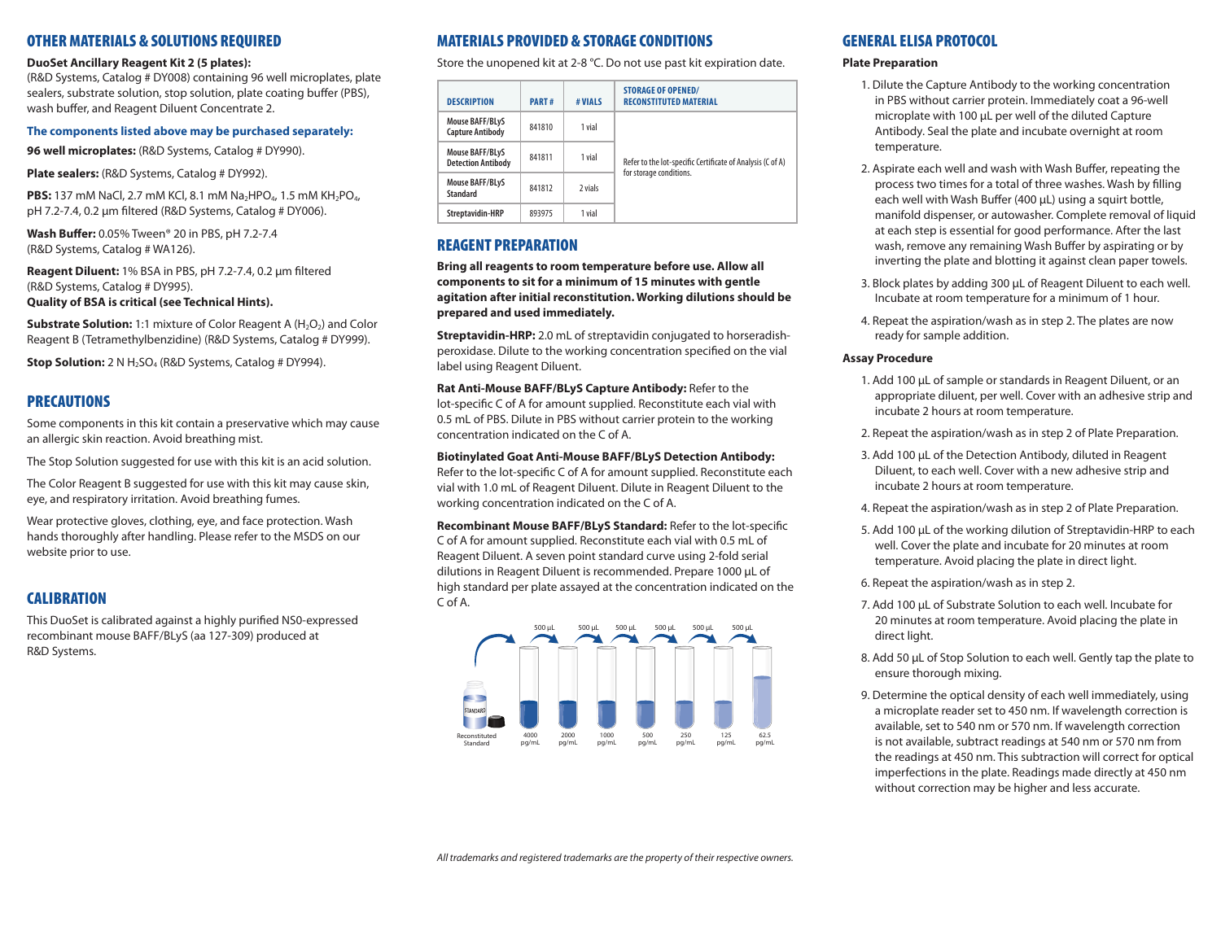## OTHER MATERIALS & SOLUTIONS REQUIRED

**DuoSet Ancillary Reagent Kit 2 (5 plates):**
(R&D Systems, Catalog # DY008) containing 96 well microplates, plate sealers, substrate solution, stop solution, plate coating buffer (PBS), wash buffer, and Reagent Diluent Concentrate 2.

**The components listed above may be purchased separately:**

**96 well microplates:** (R&D Systems, Catalog # DY990).

**Plate sealers:** (R&D Systems, Catalog # DY992).

**PBS:** 137 mM NaCl, 2.7 mM KCl, 8.1 mM $Na_2HPO_4$, 1.5 mM $KH_2PO_4$, pH 7.2-7.4, 0.2 µm filtered (R&D Systems, Catalog # DY006).

**Wash Buffer:** 0.05% Tween® 20 in PBS, pH 7.2-7.4 (R&D Systems, Catalog # WA126).

**Reagent Diluent:** 1% BSA in PBS, pH 7.2-7.4, 0.2 µm filtered (R&D Systems, Catalog # DY995).
**Quality of BSA is critical (see Technical Hints).**

**Substrate Solution:** 1:1 mixture of Color Reagent A ($H_2O_2$) and Color Reagent B (Tetramethylbenzidine) (R&D Systems, Catalog # DY999).

**Stop Solution:** 2 N $H_2SO_4$ (R&D Systems, Catalog # DY994).

## PRECAUTIONS

Some components in this kit contain a preservative which may cause an allergic skin reaction. Avoid breathing mist.

The Stop Solution suggested for use with this kit is an acid solution.

The Color Reagent B suggested for use with this kit may cause skin, eye, and respiratory irritation. Avoid breathing fumes.

Wear protective gloves, clothing, eye, and face protection. Wash hands thoroughly after handling. Please refer to the MSDS on our website prior to use.

## CALIBRATION

This DuoSet is calibrated against a highly purified NS0-expressed recombinant mouse BAFF/BLyS (aa 127-309) produced at R&D Systems.

## MATERIALS PROVIDED & STORAGE CONDITIONS

Store the unopened kit at 2-8 °C. Do not use past kit expiration date.

| DESCRIPTION | PART # | # VIALS | STORAGE OF OPENED/ RECONSTITUTED MATERIAL |
|---|---|---|---|
| Mouse BAFF/BLyS Capture Antibody | 841810 | 1 vial | Refer to the lot-specific Certificate of Analysis (C of A) for storage conditions. |
| Mouse BAFF/BLyS Detection Antibody | 841811 | 1 vial | |
| Mouse BAFF/BLyS Standard | 841812 | 2 vials | |
| Streptavidin-HRP | 893975 | 1 vial | |

## REAGENT PREPARATION

**Bring all reagents to room temperature before use. Allow all components to sit for a minimum of 15 minutes with gentle agitation after initial reconstitution. Working dilutions should be prepared and used immediately.**

**Streptavidin-HRP:** 2.0 mL of streptavidin conjugated to horseradish-peroxidase. Dilute to the working concentration specified on the vial label using Reagent Diluent.

**Rat Anti-Mouse BAFF/BLyS Capture Antibody:** Refer to the lot-specific C of A for amount supplied. Reconstitute each vial with 0.5 mL of PBS. Dilute in PBS without carrier protein to the working concentration indicated on the C of A.

**Biotinylated Goat Anti-Mouse BAFF/BLyS Detection Antibody:** Refer to the lot-specific C of A for amount supplied. Reconstitute each vial with 1.0 mL of Reagent Diluent. Dilute in Reagent Diluent to the working concentration indicated on the C of A.

**Recombinant Mouse BAFF/BLyS Standard:** Refer to the lot-specific C of A for amount supplied. Reconstitute each vial with 0.5 mL of Reagent Diluent. A seven point standard curve using 2-fold serial dilutions in Reagent Diluent is recommended. Prepare 1000 µL of high standard per plate assayed at the concentration indicated on the C of A.

500 µL 500 µL 500 µL 500 µL 500 µL 500 µL

STANDARD

Reconstituted Standard

4000 pg/mL 2000 pg/mL 1000 pg/mL 500 pg/mL 250 pg/mL 125 pg/mL 62.5 pg/mL

## GENERAL ELISA PROTOCOL

### Plate Preparation

1. Dilute the Capture Antibody to the working concentration in PBS without carrier protein. Immediately coat a 96-well microplate with 100 µL per well of the diluted Capture Antibody. Seal the plate and incubate overnight at room temperature.
2. Aspirate each well and wash with Wash Buffer, repeating the process two times for a total of three washes. Wash by filling each well with Wash Buffer (400 µL) using a squirt bottle, manifold dispenser, or autowasher. Complete removal of liquid at each step is essential for good performance. After the last wash, remove any remaining Wash Buffer by aspirating or by inverting the plate and blotting it against clean paper towels.
3. Block plates by adding 300 µL of Reagent Diluent to each well. Incubate at room temperature for a minimum of 1 hour.
4. Repeat the aspiration/wash as in step 2. The plates are now ready for sample addition.

### Assay Procedure

1. Add 100 µL of sample or standards in Reagent Diluent, or an appropriate diluent, per well. Cover with an adhesive strip and incubate 2 hours at room temperature.
2. Repeat the aspiration/wash as in step 2 of Plate Preparation.
3. Add 100 µL of the Detection Antibody, diluted in Reagent Diluent, to each well. Cover with a new adhesive strip and incubate 2 hours at room temperature.
4. Repeat the aspiration/wash as in step 2 of Plate Preparation.
5. Add 100 µL of the working dilution of Streptavidin-HRP to each well. Cover the plate and incubate for 20 minutes at room temperature. Avoid placing the plate in direct light.
6. Repeat the aspiration/wash as in step 2.
7. Add 100 µL of Substrate Solution to each well. Incubate for 20 minutes at room temperature. Avoid placing the plate in direct light.
8. Add 50 µL of Stop Solution to each well. Gently tap the plate to ensure thorough mixing.
9. Determine the optical density of each well immediately, using a microplate reader set to 450 nm. If wavelength correction is available, set to 540 nm or 570 nm. If wavelength correction is not available, subtract readings at 540 nm or 570 nm from the readings at 450 nm. This subtraction will correct for optical imperfections in the plate. Readings made directly at 450 nm without correction may be higher and less accurate.

*All trademarks and registered trademarks are the property of their respective owners.*